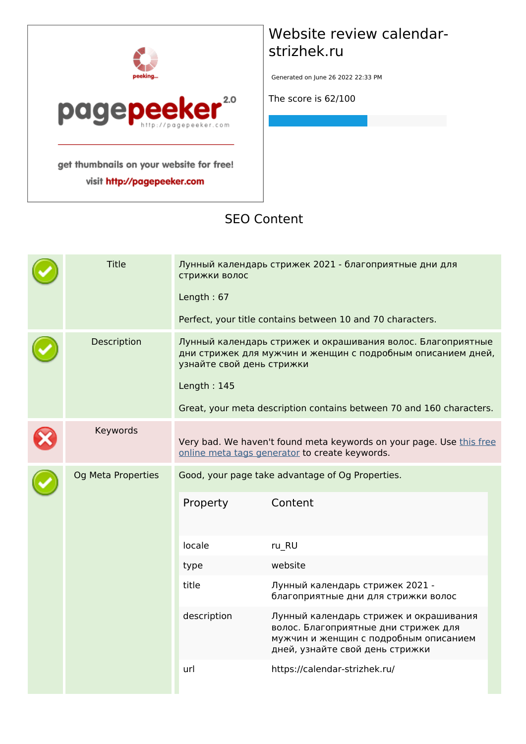# Website review calendar-strizhek.ru

Generated on June 26 2022 22:33 PM

The score is 62/100

## SEO Content

| | | |
|---|---|---|
| ✓ | Title | Лунный календарь стрижек 2021 - благоприятные дни для стрижки волос<br><br>Length : 67<br><br>Perfect, your title contains between 10 and 70 characters. |
| ✓ | Description | Лунный календарь стрижек и окрашивания волос. Благоприятные дни стрижек для мужчин и женщин с подробным описанием дней, узнайте свой день стрижки<br><br>Length : 145<br><br>Great, your meta description contains between 70 and 160 characters. |
| ✗ | Keywords | Very bad. We haven't found meta keywords on your page. Use this free online meta tags generator to create keywords. |
| ✓ | Og Meta Properties | Good, your page take advantage of Og Properties. |

| Property | Content |
|---|---|
| locale | ru_RU |
| type | website |
| title | Лунный календарь стрижек 2021 - благоприятные дни для стрижки волос |
| description | Лунный календарь стрижек и окрашивания волос. Благоприятные дни стрижек для мужчин и женщин с подробным описанием дней, узнайте свой день стрижки |
| url | https://calendar-strizhek.ru/ |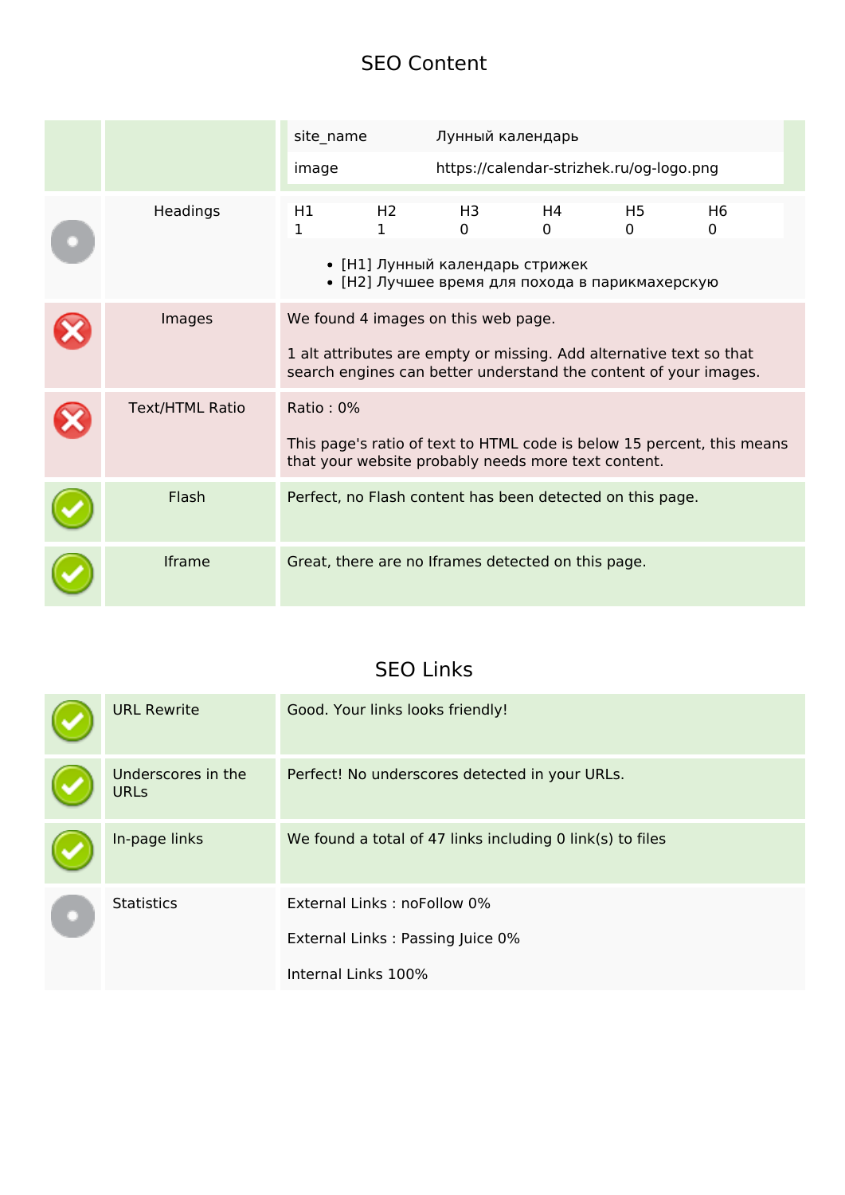## SEO Content

| | | |
|---|---|---|
| | | site_name: Лунный календарь<br>image: https://calendar-strizhek.ru/og-logo.png |
| | Headings | H1: 1, H2: 1, H3: 0, H4: 0, H5: 0, H6: 0<br>• [H1] Лунный календарь стрижек<br>• [H2] Лучшее время для похода в парикмахерскую |
| ✗ | Images | We found 4 images on this web page.<br><br>1 alt attributes are empty or missing. Add alternative text so that search engines can better understand the content of your images. |
| ✗ | Text/HTML Ratio | Ratio : 0%<br><br>This page's ratio of text to HTML code is below 15 percent, this means that your website probably needs more text content. |
| ✓ | Flash | Perfect, no Flash content has been detected on this page. |
| ✓ | Iframe | Great, there are no Iframes detected on this page. |

## SEO Links

| | | |
|---|---|---|
| ✓ | URL Rewrite | Good. Your links looks friendly! |
| ✓ | Underscores in the URLs | Perfect! No underscores detected in your URLs. |
| ✓ | In-page links | We found a total of 47 links including 0 link(s) to files |
| | Statistics | External Links : noFollow 0%<br><br>External Links : Passing Juice 0%<br><br>Internal Links 100% |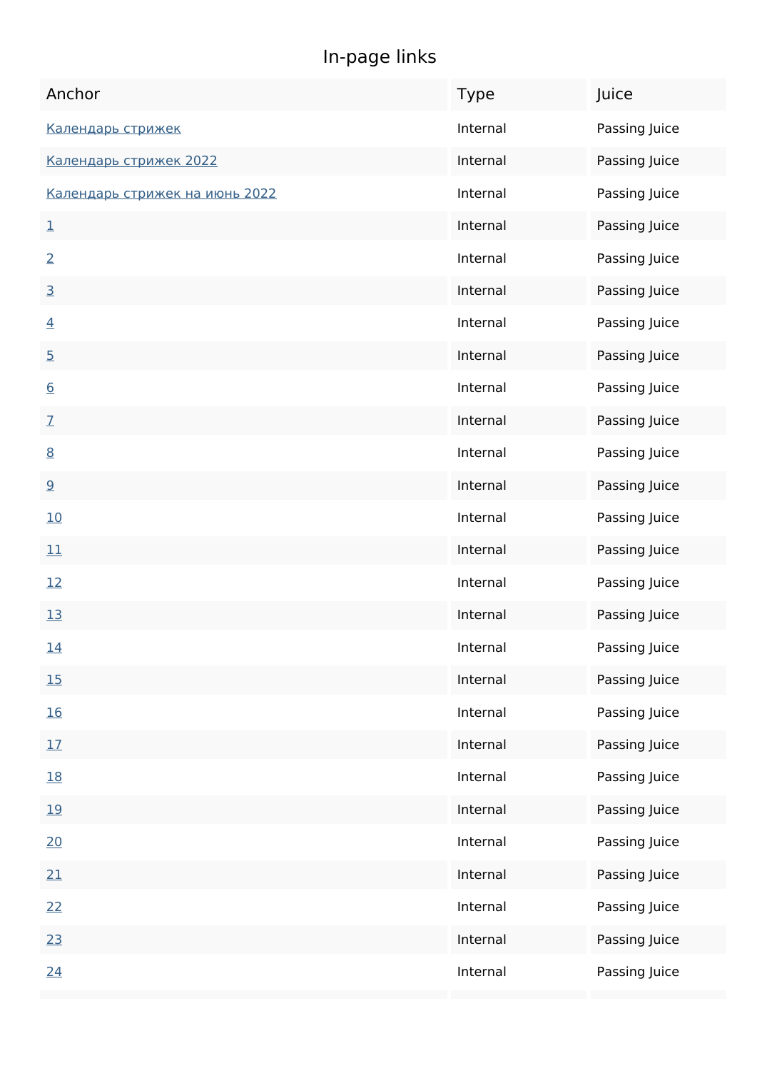## In-page links

| Anchor | Type | Juice |
| --- | --- | --- |
| Календарь стрижек | Internal | Passing Juice |
| Календарь стрижек 2022 | Internal | Passing Juice |
| Календарь стрижек на июнь 2022 | Internal | Passing Juice |
| 1 | Internal | Passing Juice |
| 2 | Internal | Passing Juice |
| 3 | Internal | Passing Juice |
| 4 | Internal | Passing Juice |
| 5 | Internal | Passing Juice |
| 6 | Internal | Passing Juice |
| 7 | Internal | Passing Juice |
| 8 | Internal | Passing Juice |
| 9 | Internal | Passing Juice |
| 10 | Internal | Passing Juice |
| 11 | Internal | Passing Juice |
| 12 | Internal | Passing Juice |
| 13 | Internal | Passing Juice |
| 14 | Internal | Passing Juice |
| 15 | Internal | Passing Juice |
| 16 | Internal | Passing Juice |
| 17 | Internal | Passing Juice |
| 18 | Internal | Passing Juice |
| 19 | Internal | Passing Juice |
| 20 | Internal | Passing Juice |
| 21 | Internal | Passing Juice |
| 22 | Internal | Passing Juice |
| 23 | Internal | Passing Juice |
| 24 | Internal | Passing Juice |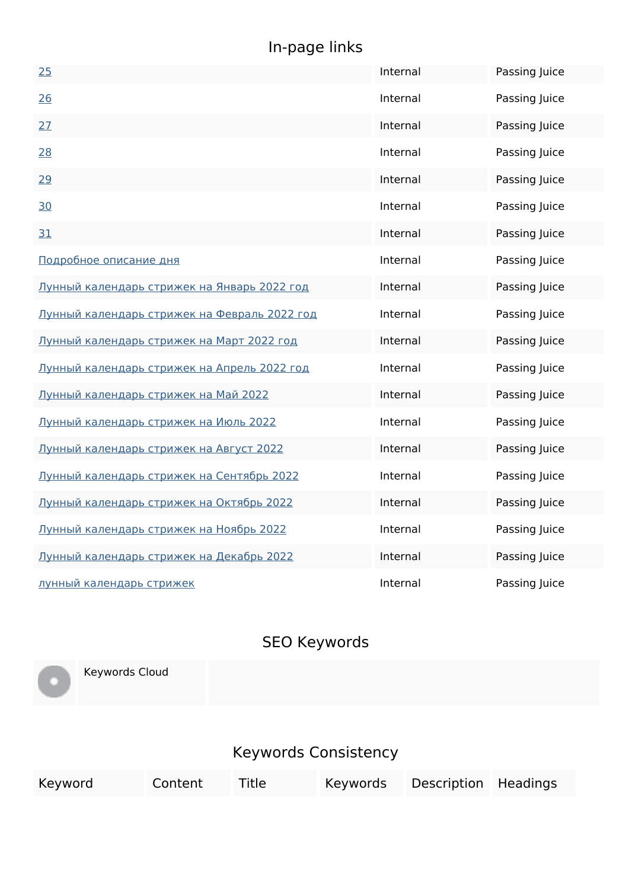## In-page links

| | | |
|---|---|---|
| 25 | Internal | Passing Juice |
| 26 | Internal | Passing Juice |
| 27 | Internal | Passing Juice |
| 28 | Internal | Passing Juice |
| 29 | Internal | Passing Juice |
| 30 | Internal | Passing Juice |
| 31 | Internal | Passing Juice |
| Подробное описание дня | Internal | Passing Juice |
| Лунный календарь стрижек на Январь 2022 год | Internal | Passing Juice |
| Лунный календарь стрижек на Февраль 2022 год | Internal | Passing Juice |
| Лунный календарь стрижек на Март 2022 год | Internal | Passing Juice |
| Лунный календарь стрижек на Апрель 2022 год | Internal | Passing Juice |
| Лунный календарь стрижек на Май 2022 | Internal | Passing Juice |
| Лунный календарь стрижек на Июль 2022 | Internal | Passing Juice |
| Лунный календарь стрижек на Август 2022 | Internal | Passing Juice |
| Лунный календарь стрижек на Сентябрь 2022 | Internal | Passing Juice |
| Лунный календарь стрижек на Октябрь 2022 | Internal | Passing Juice |
| Лунный календарь стрижек на Ноябрь 2022 | Internal | Passing Juice |
| Лунный календарь стрижек на Декабрь 2022 | Internal | Passing Juice |
| лунный календарь стрижек | Internal | Passing Juice |

## SEO Keywords

| | | |
|---|---|---|
| | Keywords Cloud | |

## Keywords Consistency

| Keyword | Content | Title | Keywords | Description | Headings |
|---|---|---|---|---|---|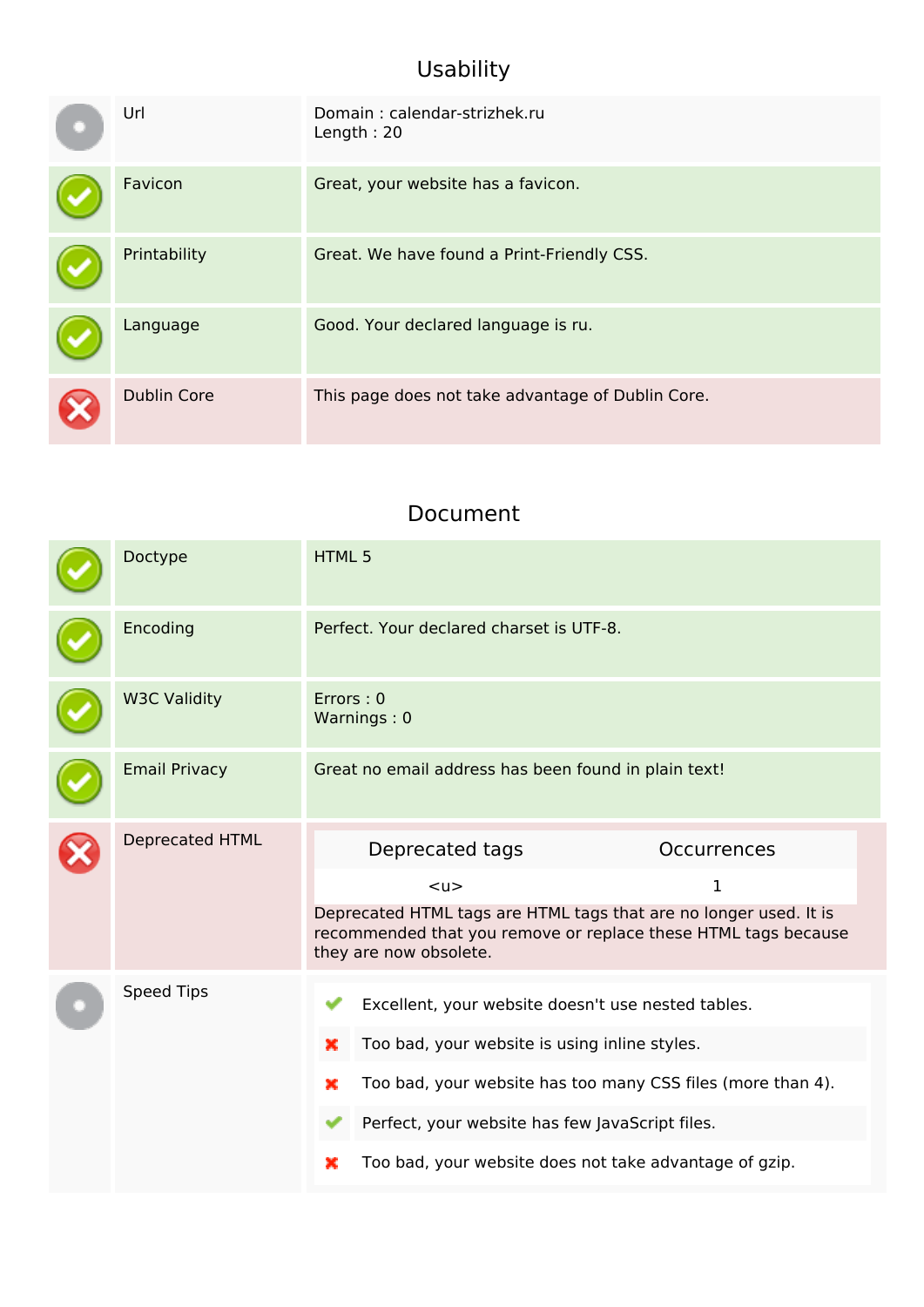## Usability

| | | |
|---|---|---|
| | Url | Domain : calendar-strizhek.ru<br>Length : 20 |
| ✓ | Favicon | Great, your website has a favicon. |
| ✓ | Printability | Great. We have found a Print-Friendly CSS. |
| ✓ | Language | Good. Your declared language is ru. |
| ✗ | Dublin Core | This page does not take advantage of Dublin Core. |

## Document

| | | |
|---|---|---|
| ✓ | Doctype | HTML 5 |
| ✓ | Encoding | Perfect. Your declared charset is UTF-8. |
| ✓ | W3C Validity | Errors : 0<br>Warnings : 0 |
| ✓ | Email Privacy | Great no email address has been found in plain text! |
| ✗ | Deprecated HTML | See table below |
| | Speed Tips | See list below |

**Deprecated HTML**

| Deprecated tags | Occurrences |
|---|---|
| <u> | 1 |

Deprecated HTML tags are HTML tags that are no longer used. It is recommended that you remove or replace these HTML tags because they are now obsolete.

**Speed Tips**

- ✓ Excellent, your website doesn't use nested tables.
- ✗ Too bad, your website is using inline styles.
- ✗ Too bad, your website has too many CSS files (more than 4).
- ✓ Perfect, your website has few JavaScript files.
- ✗ Too bad, your website does not take advantage of gzip.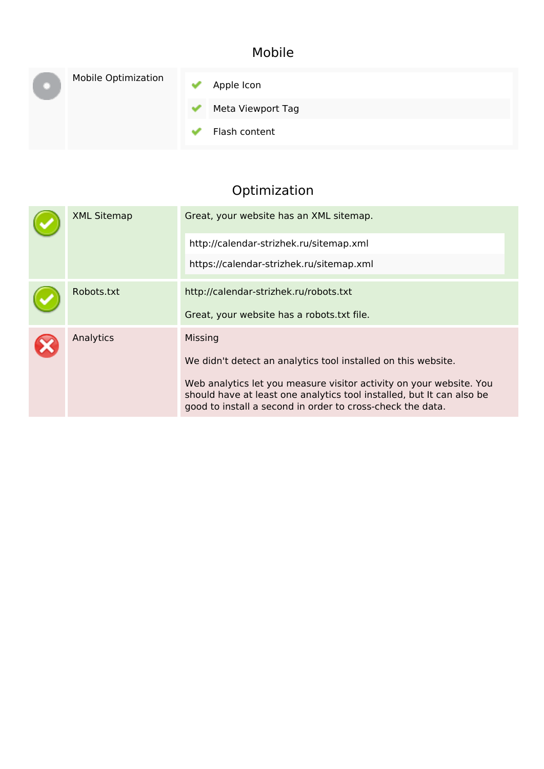## Mobile

| | | |
|---|---|---|
| | Mobile Optimization | ✔ Apple Icon<br>✔ Meta Viewport Tag<br>✔ Flash content |

## Optimization

| | | |
|---|---|---|
| ✔ | XML Sitemap | Great, your website has an XML sitemap.<br><br>http://calendar-strizhek.ru/sitemap.xml<br>https://calendar-strizhek.ru/sitemap.xml |
| ✔ | Robots.txt | http://calendar-strizhek.ru/robots.txt<br><br>Great, your website has a robots.txt file. |
| ✖ | Analytics | Missing<br><br>We didn't detect an analytics tool installed on this website.<br><br>Web analytics let you measure visitor activity on your website. You should have at least one analytics tool installed, but It can also be good to install a second in order to cross-check the data. |